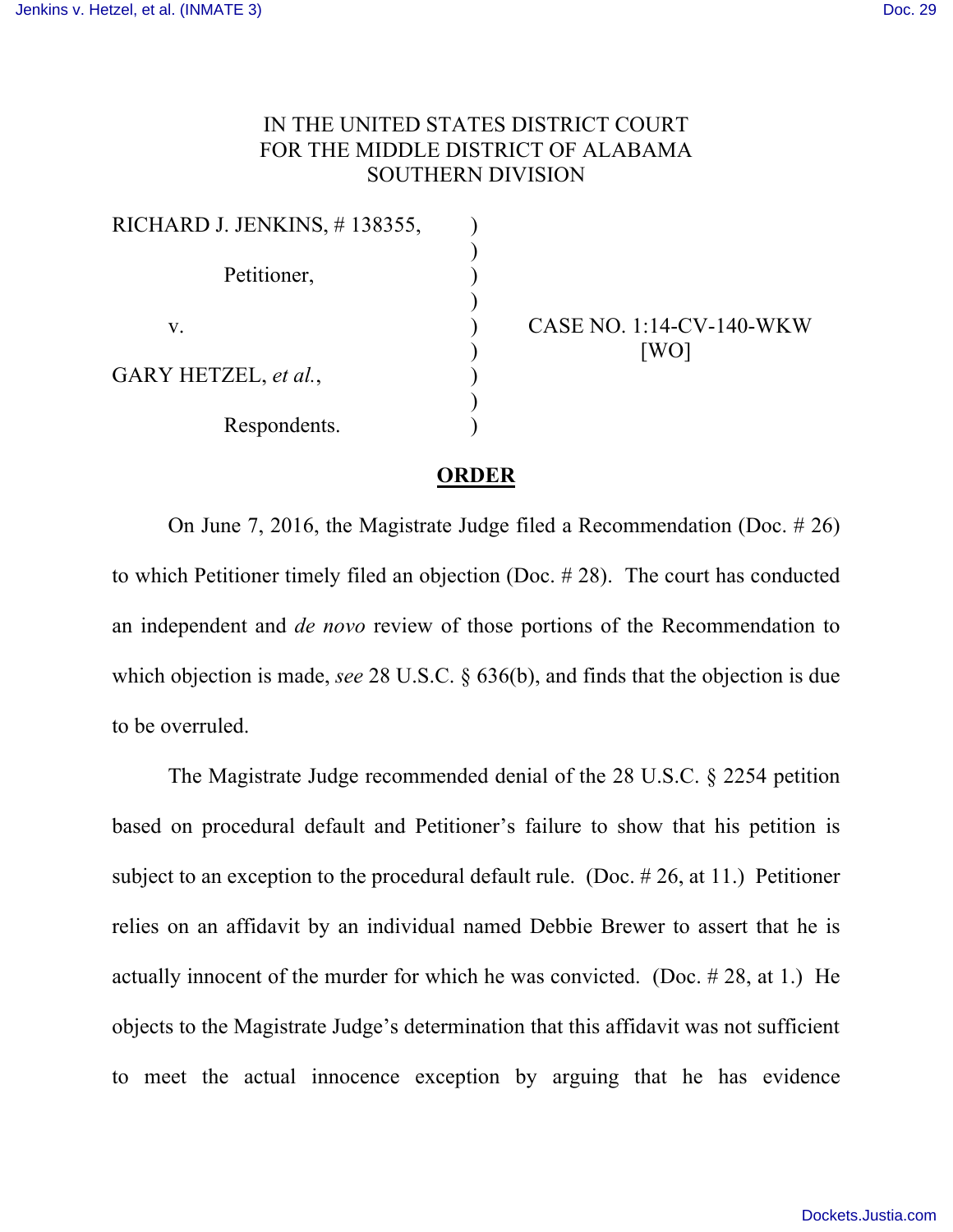IN THE UNITED STATES DISTRICT COURT
FOR THE MIDDLE DISTRICT OF ALABAMA
SOUTHERN DIVISION

| | | |
|---|---|---|
| RICHARD J. JENKINS, # 138355, | ) | |
| | ) | |
| Petitioner, | ) | |
| | ) | |
| v. | ) | CASE NO. 1:14-CV-140-WKW |
| | ) | [WO] |
| GARY HETZEL, *et al.*, | ) | |
| | ) | |
| Respondents. | ) | |

## **ORDER**

On June 7, 2016, the Magistrate Judge filed a Recommendation (Doc. # 26) to which Petitioner timely filed an objection (Doc. # 28). The court has conducted an independent and *de novo* review of those portions of the Recommendation to which objection is made, *see* 28 U.S.C. § 636(b), and finds that the objection is due to be overruled.

The Magistrate Judge recommended denial of the 28 U.S.C. § 2254 petition based on procedural default and Petitioner's failure to show that his petition is subject to an exception to the procedural default rule. (Doc. # 26, at 11.) Petitioner relies on an affidavit by an individual named Debbie Brewer to assert that he is actually innocent of the murder for which he was convicted. (Doc. # 28, at 1.) He objects to the Magistrate Judge's determination that this affidavit was not sufficient to meet the actual innocence exception by arguing that he has evidence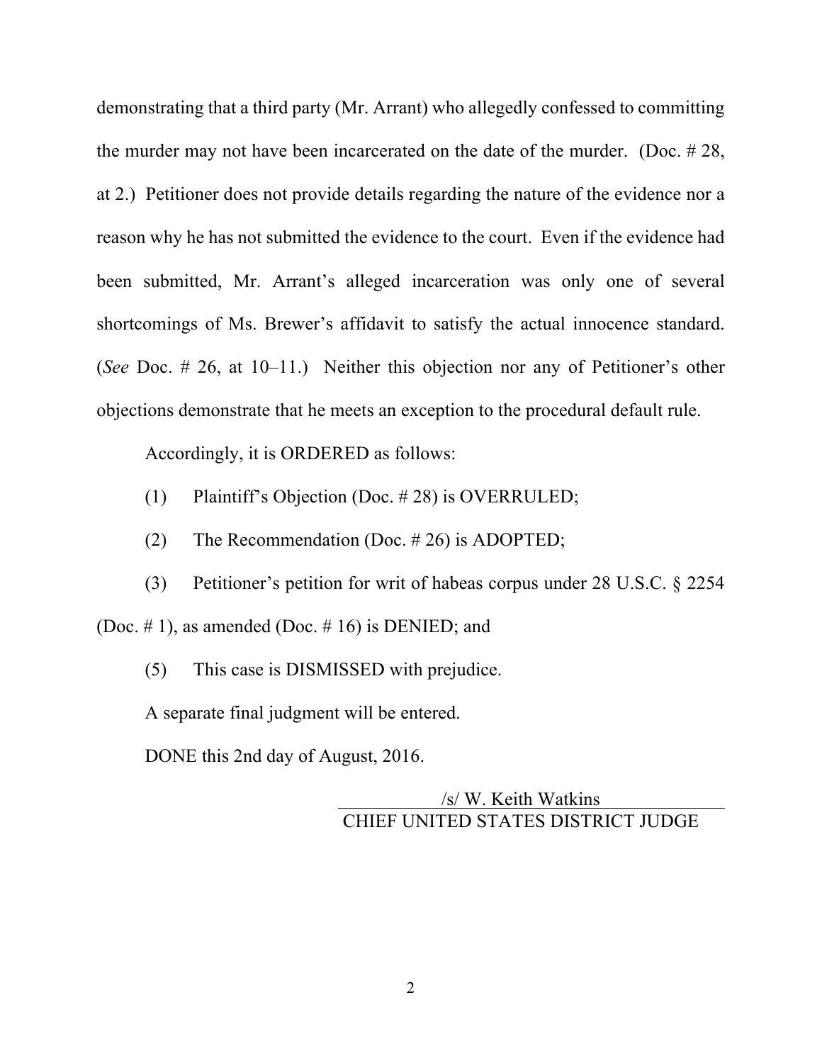demonstrating that a third party (Mr. Arrant) who allegedly confessed to committing the murder may not have been incarcerated on the date of the murder. (Doc. # 28, at 2.) Petitioner does not provide details regarding the nature of the evidence nor a reason why he has not submitted the evidence to the court. Even if the evidence had been submitted, Mr. Arrant's alleged incarceration was only one of several shortcomings of Ms. Brewer's affidavit to satisfy the actual innocence standard. (*See* Doc. # 26, at 10–11.) Neither this objection nor any of Petitioner's other objections demonstrate that he meets an exception to the procedural default rule.

Accordingly, it is ORDERED as follows:

(1) Plaintiff's Objection (Doc. # 28) is OVERRULED;

(2) The Recommendation (Doc. # 26) is ADOPTED;

(3) Petitioner's petition for writ of habeas corpus under 28 U.S.C. § 2254 (Doc. # 1), as amended (Doc. # 16) is DENIED; and

(5) This case is DISMISSED with prejudice.

A separate final judgment will be entered.

DONE this 2nd day of August, 2016.

/s/ W. Keith Watkins
CHIEF UNITED STATES DISTRICT JUDGE